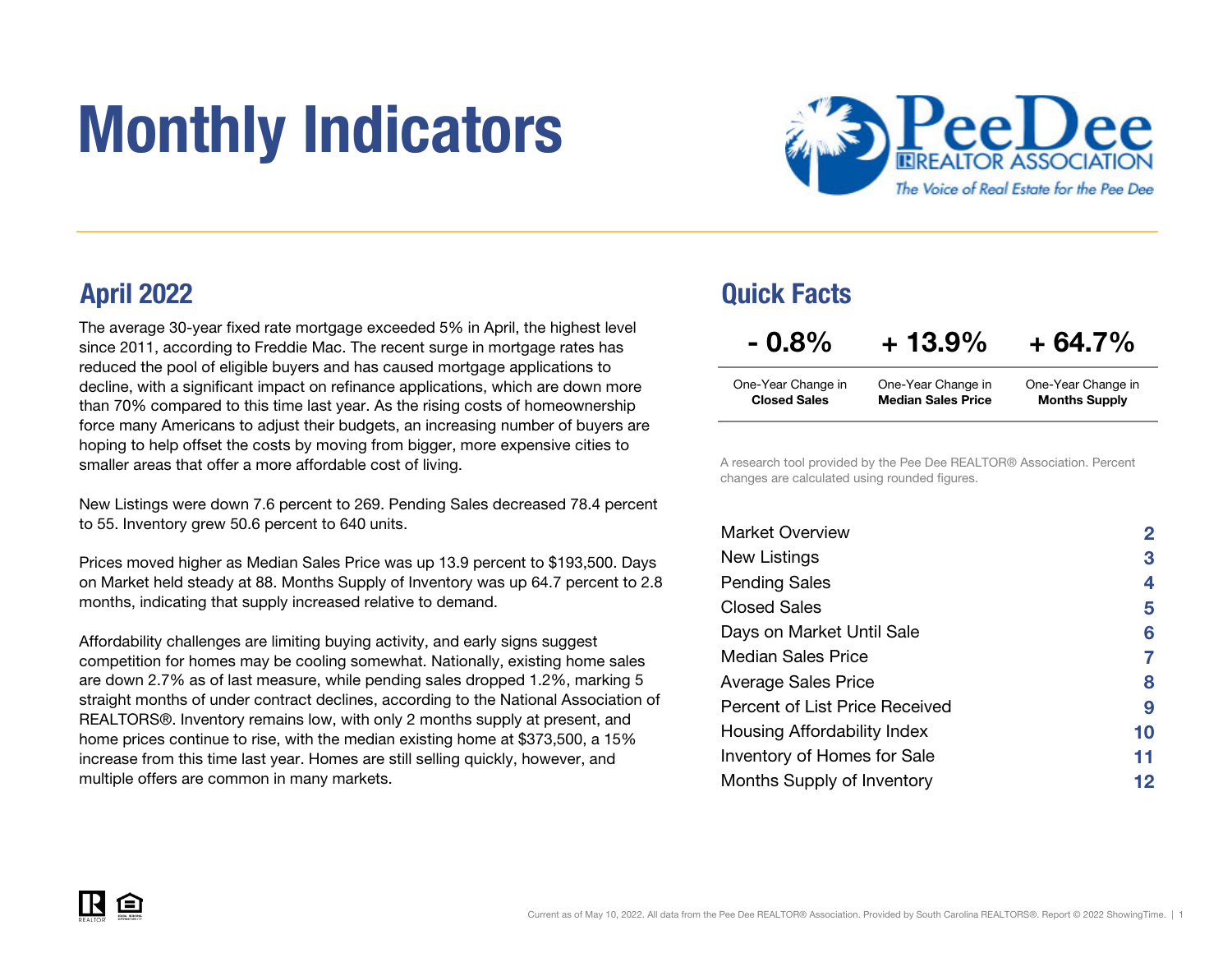# Monthly Indicators

PeeDee REALTOR ASSOCIATION
*The Voice of Real Estate for the Pee Dee*

## April 2022

The average 30-year fixed rate mortgage exceeded 5% in April, the highest level since 2011, according to Freddie Mac. The recent surge in mortgage rates has reduced the pool of eligible buyers and has caused mortgage applications to decline, with a significant impact on refinance applications, which are down more than 70% compared to this time last year. As the rising costs of homeownership force many Americans to adjust their budgets, an increasing number of buyers are hoping to help offset the costs by moving from bigger, more expensive cities to smaller areas that offer a more affordable cost of living.

New Listings were down 7.6 percent to 269. Pending Sales decreased 78.4 percent to 55. Inventory grew 50.6 percent to 640 units.

Prices moved higher as Median Sales Price was up 13.9 percent to $193,500. Days on Market held steady at 88. Months Supply of Inventory was up 64.7 percent to 2.8 months, indicating that supply increased relative to demand.

Affordability challenges are limiting buying activity, and early signs suggest competition for homes may be cooling somewhat. Nationally, existing home sales are down 2.7% as of last measure, while pending sales dropped 1.2%, marking 5 straight months of under contract declines, according to the National Association of REALTORS®. Inventory remains low, with only 2 months supply at present, and home prices continue to rise, with the median existing home at $373,500, a 15% increase from this time last year. Homes are still selling quickly, however, and multiple offers are common in many markets.

## Quick Facts

| - 0.8% | + 13.9% | + 64.7% |
|---|---|---|
| One-Year Change in **Closed Sales** | One-Year Change in **Median Sales Price** | One-Year Change in **Months Supply** |

A research tool provided by the Pee Dee REALTOR® Association. Percent changes are calculated using rounded figures.

| | |
|---|---|
| Market Overview | 2 |
| New Listings | 3 |
| Pending Sales | 4 |
| Closed Sales | 5 |
| Days on Market Until Sale | 6 |
| Median Sales Price | 7 |
| Average Sales Price | 8 |
| Percent of List Price Received | 9 |
| Housing Affordability Index | 10 |
| Inventory of Homes for Sale | 11 |
| Months Supply of Inventory | 12 |

Current as of May 10, 2022. All data from the Pee Dee REALTOR® Association. Provided by South Carolina REALTORS®. Report © 2022 ShowingTime.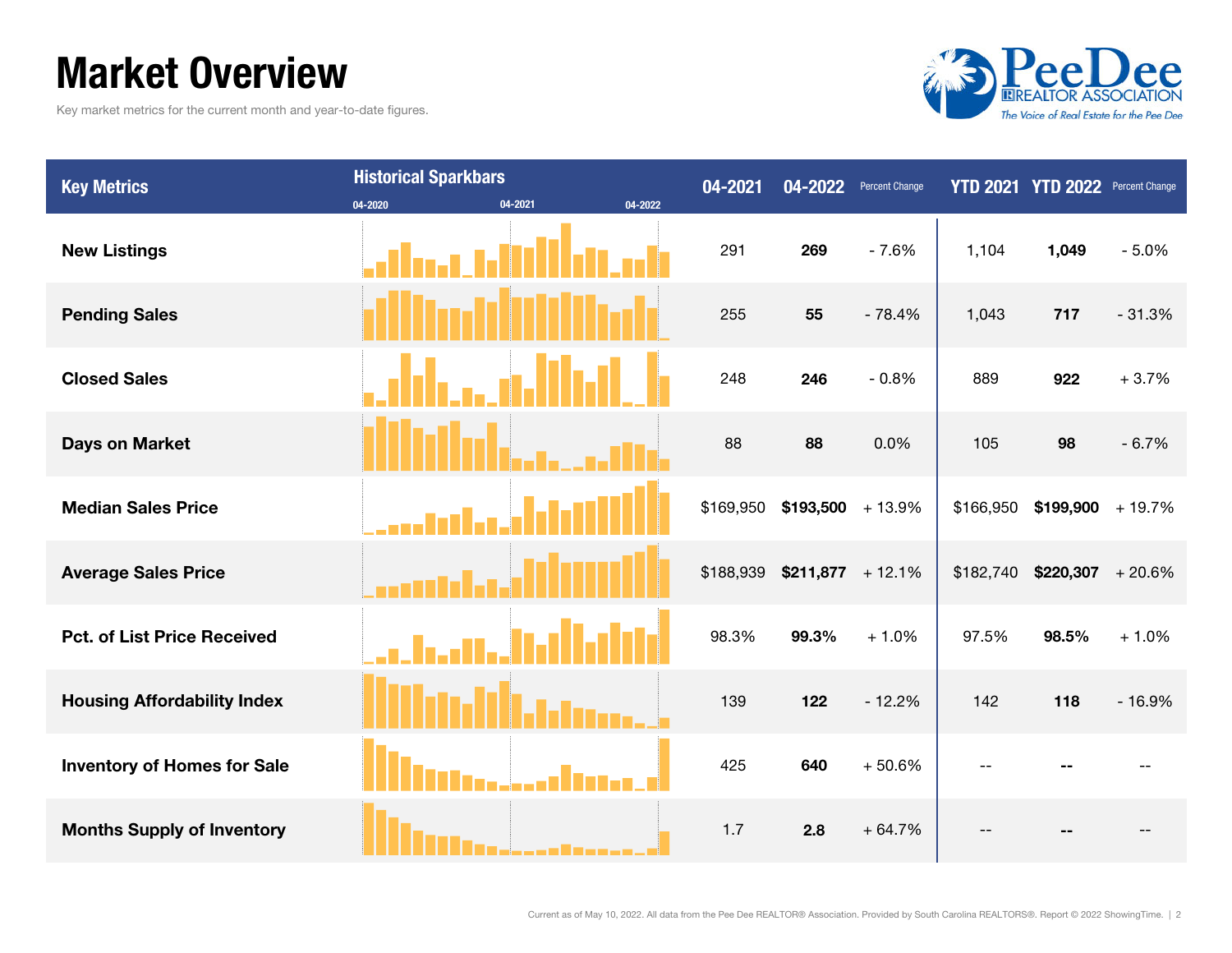# Market Overview

Key market metrics for the current month and year-to-date figures.

| Key Metrics | Historical Sparkbars 04-2020 04-2021 04-2022 | 04-2021 | 04-2022 | Percent Change | YTD 2021 | YTD 2022 | Percent Change |
|---|---|---|---|---|---|---|---|
| New Listings | | 291 | **269** | - 7.6% | 1,104 | **1,049** | - 5.0% |
| Pending Sales | | 255 | **55** | - 78.4% | 1,043 | **717** | - 31.3% |
| Closed Sales | | 248 | **246** | - 0.8% | 889 | **922** | + 3.7% |
| Days on Market | | 88 | **88** | 0.0% | 105 | **98** | - 6.7% |
| Median Sales Price | | $169,950 | **$193,500** | + 13.9% | $166,950 | **$199,900** | + 19.7% |
| Average Sales Price | | $188,939 | **$211,877** | + 12.1% | $182,740 | **$220,307** | + 20.6% |
| Pct. of List Price Received | | 98.3% | **99.3%** | + 1.0% | 97.5% | **98.5%** | + 1.0% |
| Housing Affordability Index | | 139 | **122** | - 12.2% | 142 | **118** | - 16.9% |
| Inventory of Homes for Sale | | 425 | **640** | + 50.6% | -- | **--** | -- |
| Months Supply of Inventory | | 1.7 | **2.8** | + 64.7% | -- | **--** | -- |

Current as of May 10, 2022. All data from the Pee Dee REALTOR® Association. Provided by South Carolina REALTORS®. Report © 2022 ShowingTime.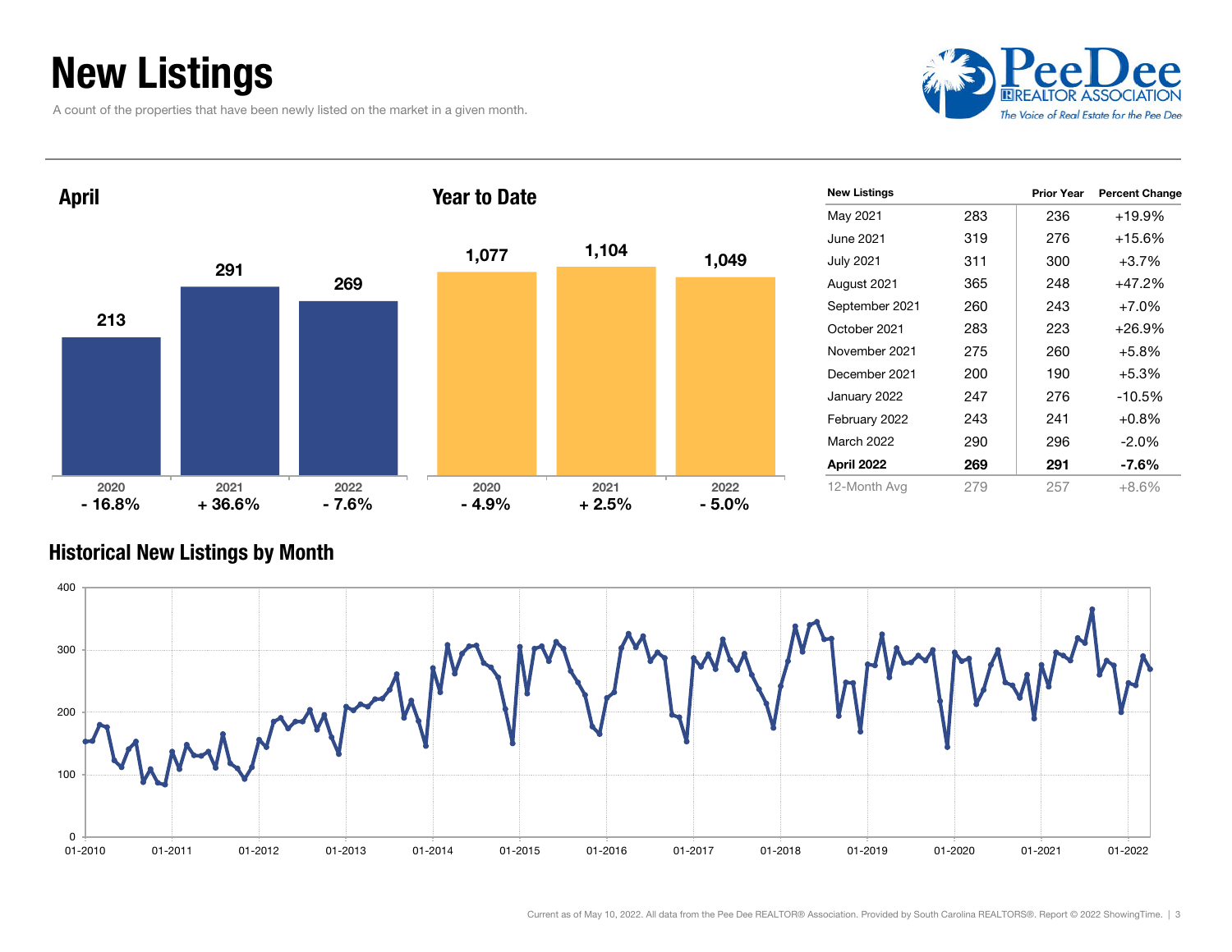# New Listings

A count of the properties that have been newly listed on the market in a given month.

PeeDee REALTOR ASSOCIATION
*The Voice of Real Estate for the Pee Dee*

## April

| Year | New Listings | Change |
|---|---|---|
| 2020 | 213 | - 16.8% |
| 2021 | 291 | + 36.6% |
| 2022 | 269 | - 7.6% |

## Year to Date

| Year | New Listings | Change |
|---|---|---|
| 2020 | 1,077 | - 4.9% |
| 2021 | 1,104 | + 2.5% |
| 2022 | 1,049 | - 5.0% |

| New Listings | | Prior Year | Percent Change |
|---|---|---|---|
| May 2021 | 283 | 236 | +19.9% |
| June 2021 | 319 | 276 | +15.6% |
| July 2021 | 311 | 300 | +3.7% |
| August 2021 | 365 | 248 | +47.2% |
| September 2021 | 260 | 243 | +7.0% |
| October 2021 | 283 | 223 | +26.9% |
| November 2021 | 275 | 260 | +5.8% |
| December 2021 | 200 | 190 | +5.3% |
| January 2022 | 247 | 276 | -10.5% |
| February 2022 | 243 | 241 | +0.8% |
| March 2022 | 290 | 296 | -2.0% |
| **April 2022** | **269** | **291** | **-7.6%** |
| 12-Month Avg | 279 | 257 | +8.6% |

## Historical New Listings by Month

Current as of May 10, 2022. All data from the Pee Dee REALTOR® Association. Provided by South Carolina REALTORS®. Report © 2022 ShowingTime.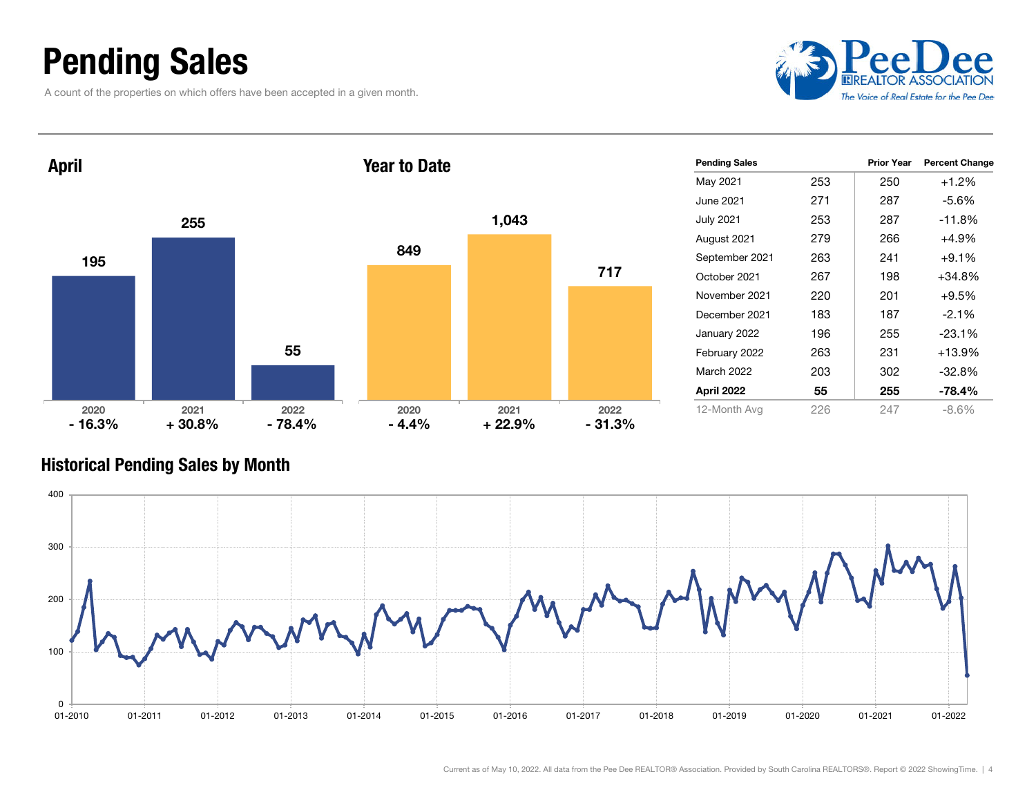# Pending Sales

A count of the properties on which offers have been accepted in a given month.

## April

| | 2020 | 2021 | 2022 |
|---|---|---|---|
| Pending Sales | 195 | 255 | 55 |
| Change | - 16.3% | + 30.8% | - 78.4% |

## Year to Date

| | 2020 | 2021 | 2022 |
|---|---|---|---|
| Pending Sales | 849 | 1,043 | 717 |
| Change | - 4.4% | + 22.9% | - 31.3% |

| Pending Sales | | Prior Year | Percent Change |
|---|---|---|---|
| May 2021 | 253 | 250 | +1.2% |
| June 2021 | 271 | 287 | -5.6% |
| July 2021 | 253 | 287 | -11.8% |
| August 2021 | 279 | 266 | +4.9% |
| September 2021 | 263 | 241 | +9.1% |
| October 2021 | 267 | 198 | +34.8% |
| November 2021 | 220 | 201 | +9.5% |
| December 2021 | 183 | 187 | -2.1% |
| January 2022 | 196 | 255 | -23.1% |
| February 2022 | 263 | 231 | +13.9% |
| March 2022 | 203 | 302 | -32.8% |
| **April 2022** | **55** | **255** | **-78.4%** |
| 12-Month Avg | 226 | 247 | -8.6% |

## Historical Pending Sales by Month

Current as of May 10, 2022. All data from the Pee Dee REALTOR® Association. Provided by South Carolina REALTORS®. Report © 2022 ShowingTime.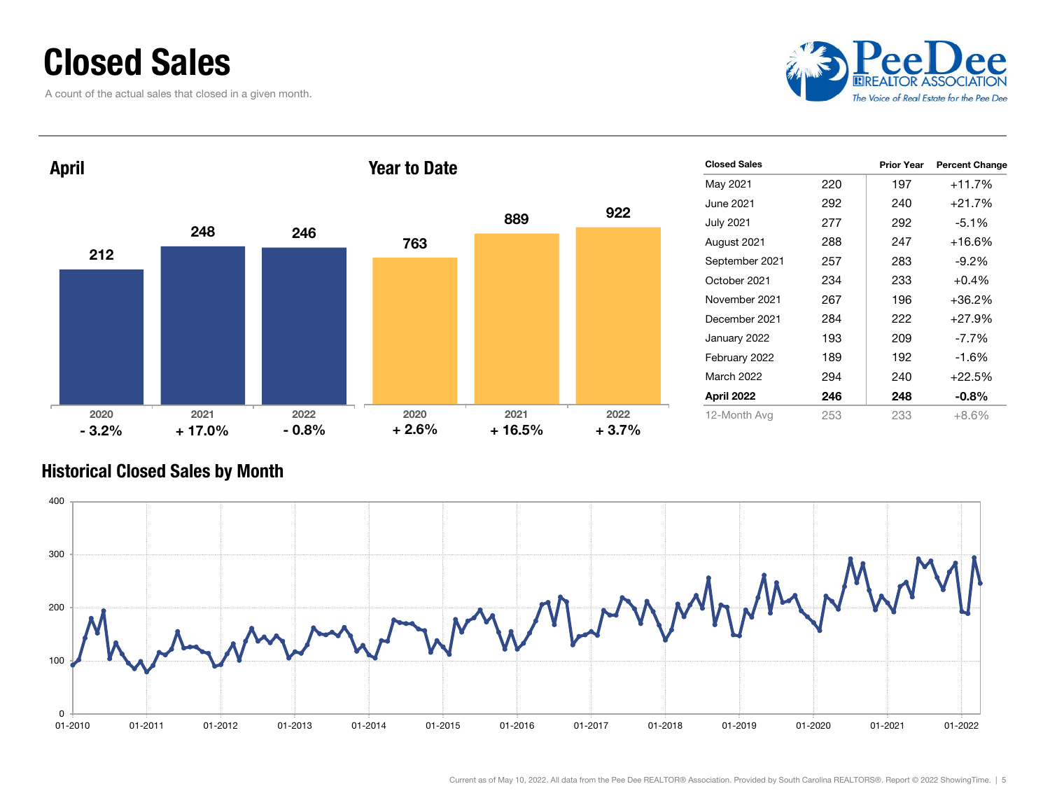# Closed Sales

A count of the actual sales that closed in a given month.

## April

| | 2020 | 2021 | 2022 |
|---|---|---|---|
| Closed Sales | 212 | 248 | 246 |
| Change | - 3.2% | + 17.0% | - 0.8% |

## Year to Date

| | 2020 | 2021 | 2022 |
|---|---|---|---|
| Closed Sales | 763 | 889 | 922 |
| Change | + 2.6% | + 16.5% | + 3.7% |

| Closed Sales | | Prior Year | Percent Change |
|---|---|---|---|
| May 2021 | 220 | 197 | +11.7% |
| June 2021 | 292 | 240 | +21.7% |
| July 2021 | 277 | 292 | -5.1% |
| August 2021 | 288 | 247 | +16.6% |
| September 2021 | 257 | 283 | -9.2% |
| October 2021 | 234 | 233 | +0.4% |
| November 2021 | 267 | 196 | +36.2% |
| December 2021 | 284 | 222 | +27.9% |
| January 2022 | 193 | 209 | -7.7% |
| February 2022 | 189 | 192 | -1.6% |
| March 2022 | 294 | 240 | +22.5% |
| **April 2022** | **246** | **248** | **-0.8%** |
| 12-Month Avg | 253 | 233 | +8.6% |

## Historical Closed Sales by Month

Current as of May 10, 2022. All data from the Pee Dee REALTOR® Association. Provided by South Carolina REALTORS®. Report © 2022 ShowingTime.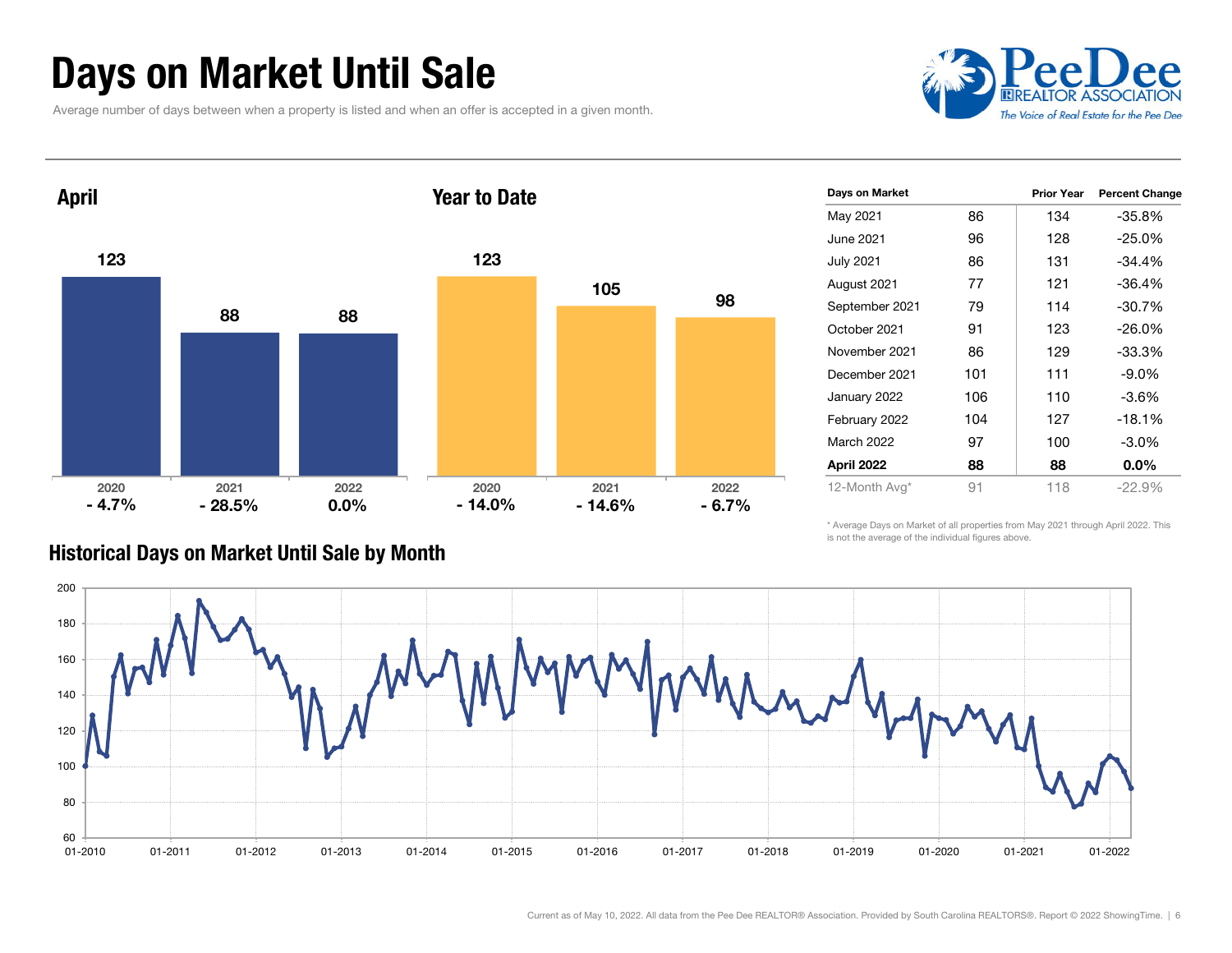# Days on Market Until Sale

Average number of days between when a property is listed and when an offer is accepted in a given month.

## April

| | 2020 | 2021 | 2022 |
|---|---|---|---|
| Days | 123 | 88 | 88 |
| Change | - 4.7% | - 28.5% | 0.0% |

## Year to Date

| | 2020 | 2021 | 2022 |
|---|---|---|---|
| Days | 123 | 105 | 98 |
| Change | - 14.0% | - 14.6% | - 6.7% |

| Days on Market | | Prior Year | Percent Change |
|---|---|---|---|
| May 2021 | 86 | 134 | -35.8% |
| June 2021 | 96 | 128 | -25.0% |
| July 2021 | 86 | 131 | -34.4% |
| August 2021 | 77 | 121 | -36.4% |
| September 2021 | 79 | 114 | -30.7% |
| October 2021 | 91 | 123 | -26.0% |
| November 2021 | 86 | 129 | -33.3% |
| December 2021 | 101 | 111 | -9.0% |
| January 2022 | 106 | 110 | -3.6% |
| February 2022 | 104 | 127 | -18.1% |
| March 2022 | 97 | 100 | -3.0% |
| **April 2022** | **88** | **88** | **0.0%** |
| 12-Month Avg* | 91 | 118 | -22.9% |

* Average Days on Market of all properties from May 2021 through April 2022. This is not the average of the individual figures above.

## Historical Days on Market Until Sale by Month

Current as of May 10, 2022. All data from the Pee Dee REALTOR® Association. Provided by South Carolina REALTORS®. Report © 2022 ShowingTime.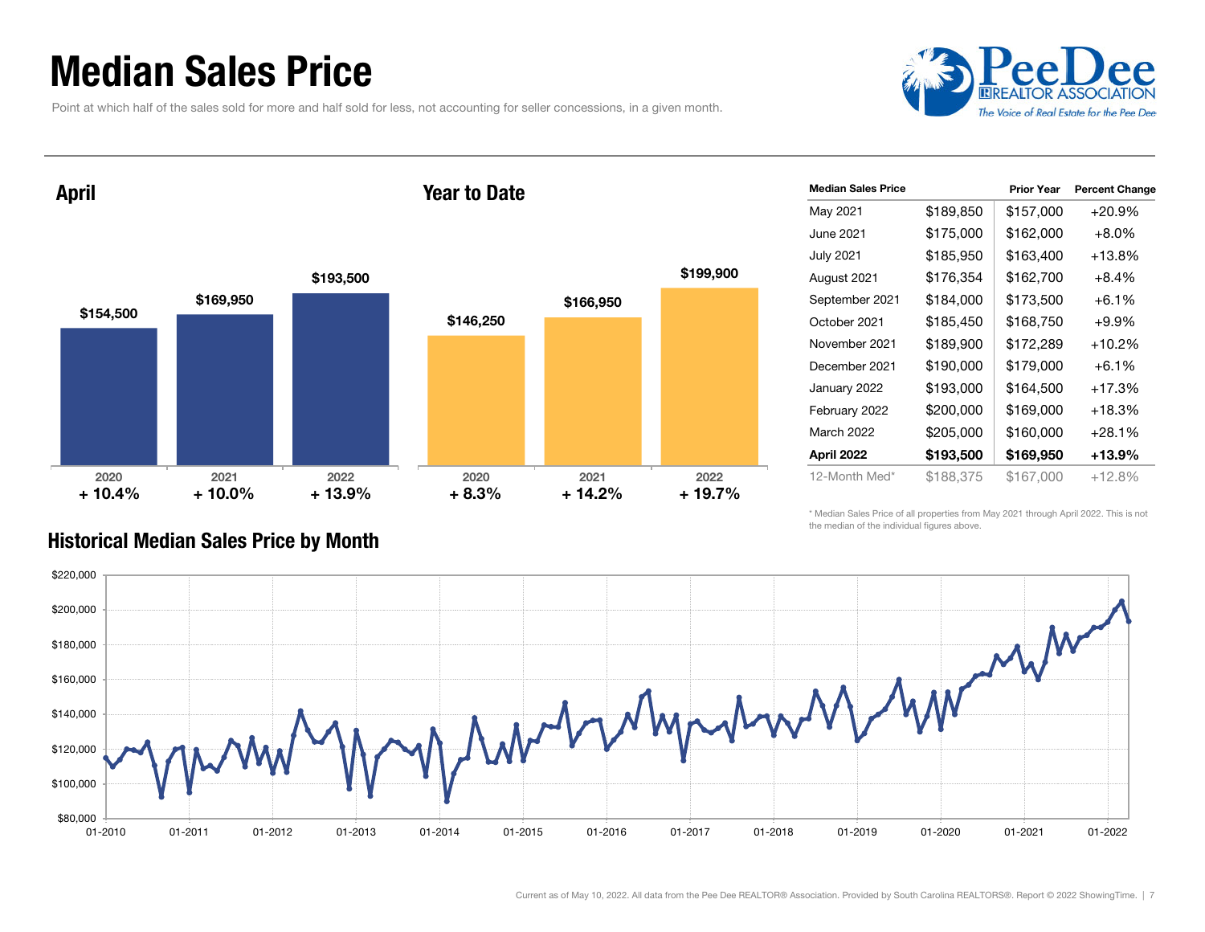# Median Sales Price

Point at which half of the sales sold for more and half sold for less, not accounting for seller concessions, in a given month.

## April

| | 2020 | 2021 | 2022 |
|---|---|---|---|
| Median Sales Price | $154,500 | $169,950 | $193,500 |
| Change | + 10.4% | + 10.0% | + 13.9% |

## Year to Date

| | 2020 | 2021 | 2022 |
|---|---|---|---|
| Median Sales Price | $146,250 | $166,950 | $199,900 |
| Change | + 8.3% | + 14.2% | + 19.7% |

| Median Sales Price | | Prior Year | Percent Change |
|---|---|---|---|
| May 2021 | $189,850 | $157,000 | +20.9% |
| June 2021 | $175,000 | $162,000 | +8.0% |
| July 2021 | $185,950 | $163,400 | +13.8% |
| August 2021 | $176,354 | $162,700 | +8.4% |
| September 2021 | $184,000 | $173,500 | +6.1% |
| October 2021 | $185,450 | $168,750 | +9.9% |
| November 2021 | $189,900 | $172,289 | +10.2% |
| December 2021 | $190,000 | $179,000 | +6.1% |
| January 2022 | $193,000 | $164,500 | +17.3% |
| February 2022 | $200,000 | $169,000 | +18.3% |
| March 2022 | $205,000 | $160,000 | +28.1% |
| **April 2022** | **$193,500** | **$169,950** | **+13.9%** |
| 12-Month Med* | $188,375 | $167,000 | +12.8% |

\* Median Sales Price of all properties from May 2021 through April 2022. This is not the median of the individual figures above.

## Historical Median Sales Price by Month

Current as of May 10, 2022. All data from the Pee Dee REALTOR® Association. Provided by South Carolina REALTORS®. Report © 2022 ShowingTime.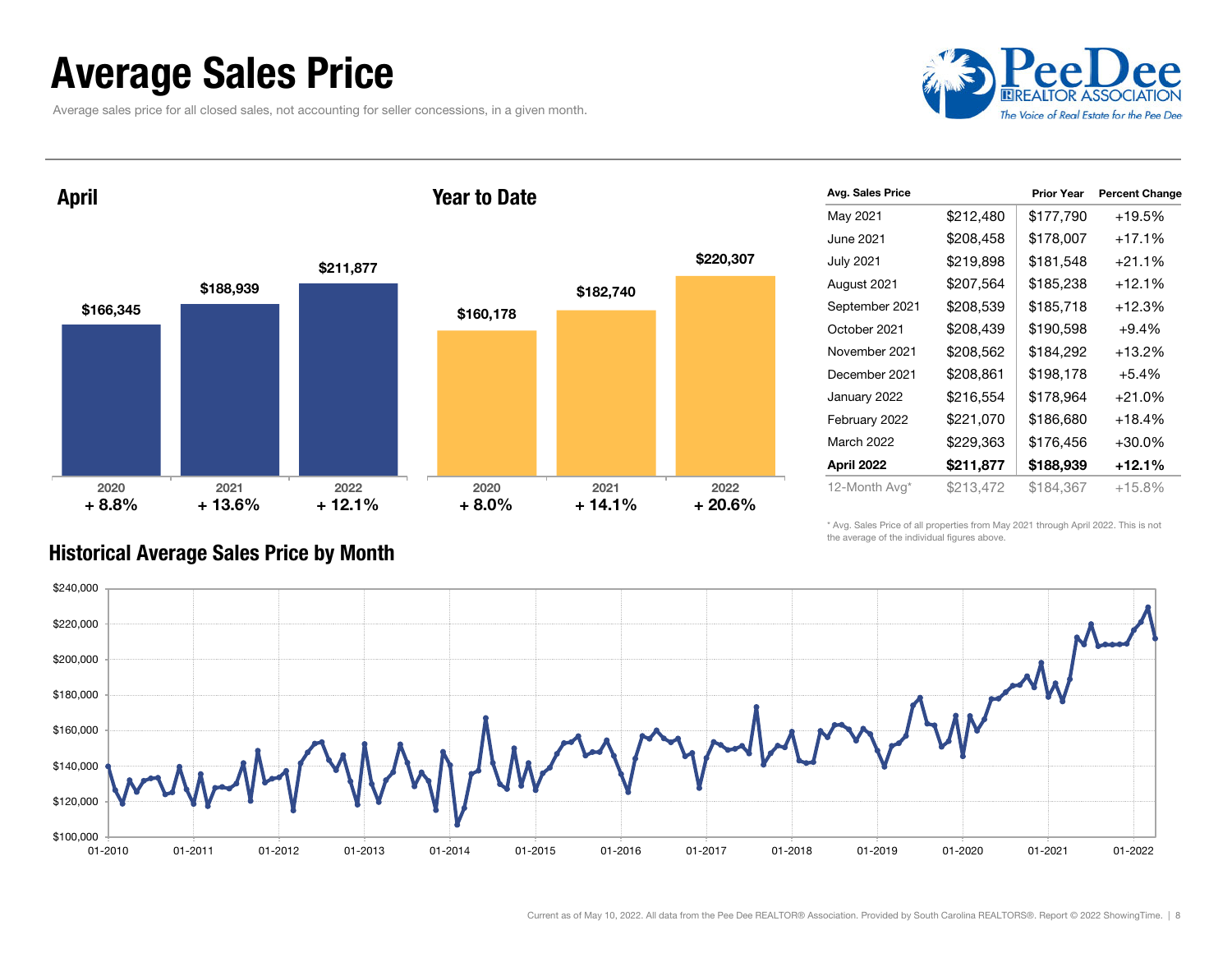# Average Sales Price

Average sales price for all closed sales, not accounting for seller concessions, in a given month.

## April

| | 2020 | 2021 | 2022 |
|---|---|---|---|
| Avg. Sales Price | $166,345 | $188,939 | $211,877 |
| Change | + 8.8% | + 13.6% | + 12.1% |

## Year to Date

| | 2020 | 2021 | 2022 |
|---|---|---|---|
| Avg. Sales Price | $160,178 | $182,740 | $220,307 |
| Change | + 8.0% | + 14.1% | + 20.6% |

| Avg. Sales Price | | Prior Year | Percent Change |
|---|---|---|---|
| May 2021 | $212,480 | $177,790 | +19.5% |
| June 2021 | $208,458 | $178,007 | +17.1% |
| July 2021 | $219,898 | $181,548 | +21.1% |
| August 2021 | $207,564 | $185,238 | +12.1% |
| September 2021 | $208,539 | $185,718 | +12.3% |
| October 2021 | $208,439 | $190,598 | +9.4% |
| November 2021 | $208,562 | $184,292 | +13.2% |
| December 2021 | $208,861 | $198,178 | +5.4% |
| January 2022 | $216,554 | $178,964 | +21.0% |
| February 2022 | $221,070 | $186,680 | +18.4% |
| March 2022 | $229,363 | $176,456 | +30.0% |
| **April 2022** | **$211,877** | **$188,939** | **+12.1%** |
| 12-Month Avg* | $213,472 | $184,367 | +15.8% |

\* Avg. Sales Price of all properties from May 2021 through April 2022. This is not the average of the individual figures above.

## Historical Average Sales Price by Month

Current as of May 10, 2022. All data from the Pee Dee REALTOR® Association. Provided by South Carolina REALTORS®. Report © 2022 ShowingTime.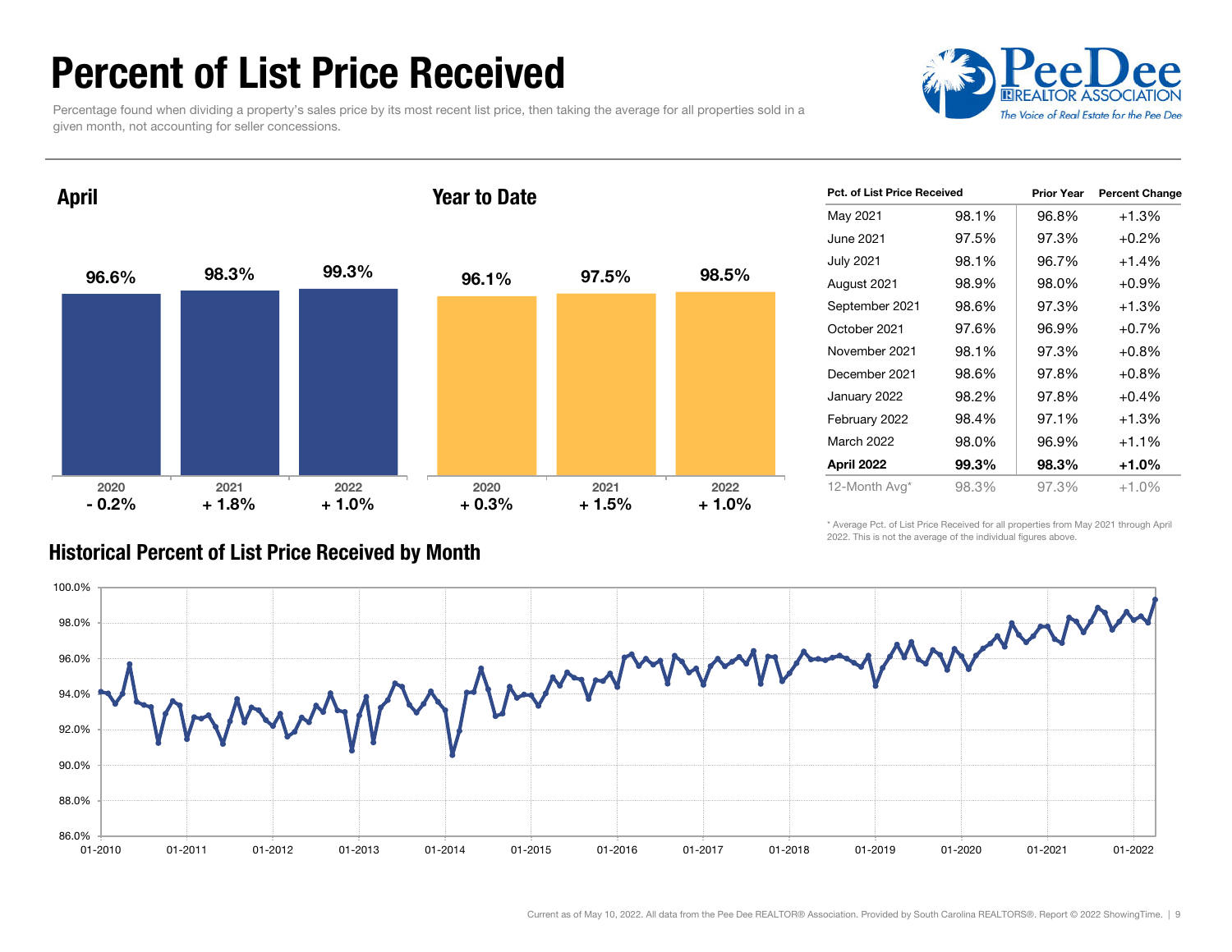# Percent of List Price Received

Percentage found when dividing a property's sales price by its most recent list price, then taking the average for all properties sold in a given month, not accounting for seller concessions.

PeeDee REALTOR ASSOCIATION — *The Voice of Real Estate for the Pee Dee*

## April

| | 2020 | 2021 | 2022 |
|---|---|---|---|
| Pct. of List Price Received | 96.6% | 98.3% | 99.3% |
| Change | - 0.2% | + 1.8% | + 1.0% |

## Year to Date

| | 2020 | 2021 | 2022 |
|---|---|---|---|
| Pct. of List Price Received | 96.1% | 97.5% | 98.5% |
| Change | + 0.3% | + 1.5% | + 1.0% |

| Pct. of List Price Received | | Prior Year | Percent Change |
|---|---|---|---|
| May 2021 | 98.1% | 96.8% | +1.3% |
| June 2021 | 97.5% | 97.3% | +0.2% |
| July 2021 | 98.1% | 96.7% | +1.4% |
| August 2021 | 98.9% | 98.0% | +0.9% |
| September 2021 | 98.6% | 97.3% | +1.3% |
| October 2021 | 97.6% | 96.9% | +0.7% |
| November 2021 | 98.1% | 97.3% | +0.8% |
| December 2021 | 98.6% | 97.8% | +0.8% |
| January 2022 | 98.2% | 97.8% | +0.4% |
| February 2022 | 98.4% | 97.1% | +1.3% |
| March 2022 | 98.0% | 96.9% | +1.1% |
| **April 2022** | **99.3%** | **98.3%** | **+1.0%** |
| 12-Month Avg* | 98.3% | 97.3% | +1.0% |

\* Average Pct. of List Price Received for all properties from May 2021 through April 2022. This is not the average of the individual figures above.

## Historical Percent of List Price Received by Month

Current as of May 10, 2022. All data from the Pee Dee REALTOR® Association. Provided by South Carolina REALTORS®. Report © 2022 ShowingTime.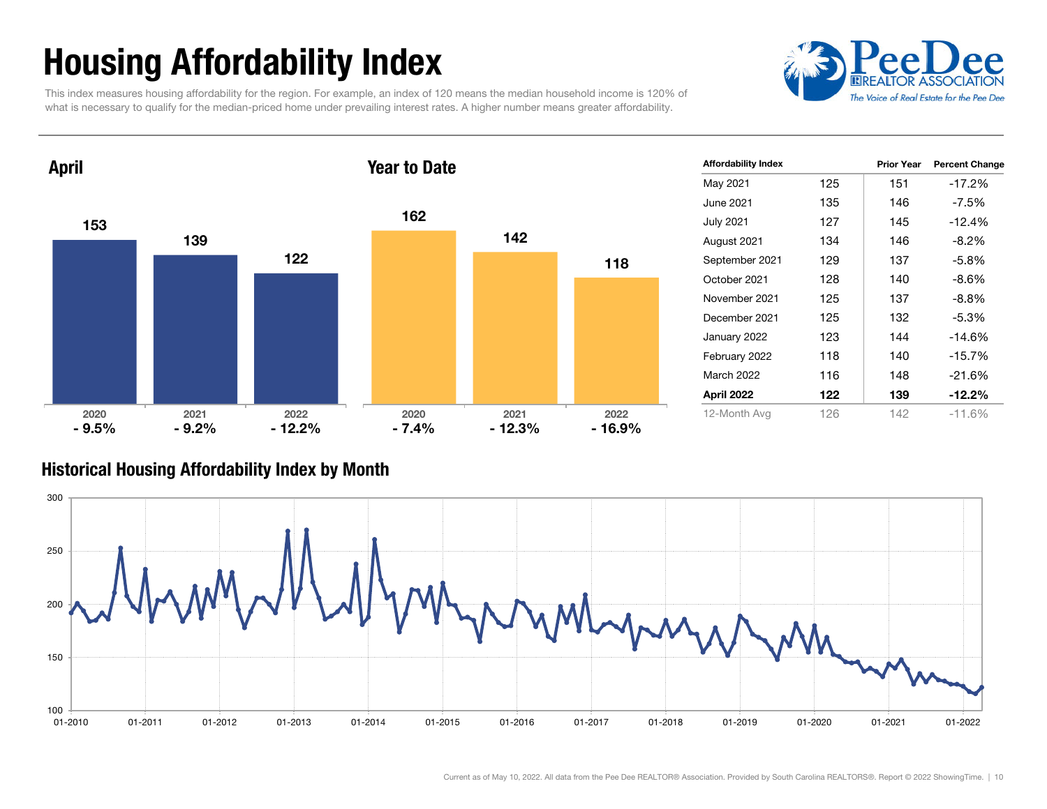# Housing Affordability Index

This index measures housing affordability for the region. For example, an index of 120 means the median household income is 120% of what is necessary to qualify for the median-priced home under prevailing interest rates. A higher number means greater affordability.

PeeDee REALTOR ASSOCIATION *The Voice of Real Estate for the Pee Dee*

## April

| | 2020 | 2021 | 2022 |
|---|---|---|---|
| Index | 153 | 139 | 122 |
| Change | - 9.5% | - 9.2% | - 12.2% |

## Year to Date

| | 2020 | 2021 | 2022 |
|---|---|---|---|
| Index | 162 | 142 | 118 |
| Change | - 7.4% | - 12.3% | - 16.9% |

| Affordability Index | | Prior Year | Percent Change |
|---|---|---|---|
| May 2021 | 125 | 151 | -17.2% |
| June 2021 | 135 | 146 | -7.5% |
| July 2021 | 127 | 145 | -12.4% |
| August 2021 | 134 | 146 | -8.2% |
| September 2021 | 129 | 137 | -5.8% |
| October 2021 | 128 | 140 | -8.6% |
| November 2021 | 125 | 137 | -8.8% |
| December 2021 | 125 | 132 | -5.3% |
| January 2022 | 123 | 144 | -14.6% |
| February 2022 | 118 | 140 | -15.7% |
| March 2022 | 116 | 148 | -21.6% |
| **April 2022** | **122** | **139** | **-12.2%** |
| 12-Month Avg | 126 | 142 | -11.6% |

## Historical Housing Affordability Index by Month

Current as of May 10, 2022. All data from the Pee Dee REALTOR® Association. Provided by South Carolina REALTORS®. Report © 2022 ShowingTime.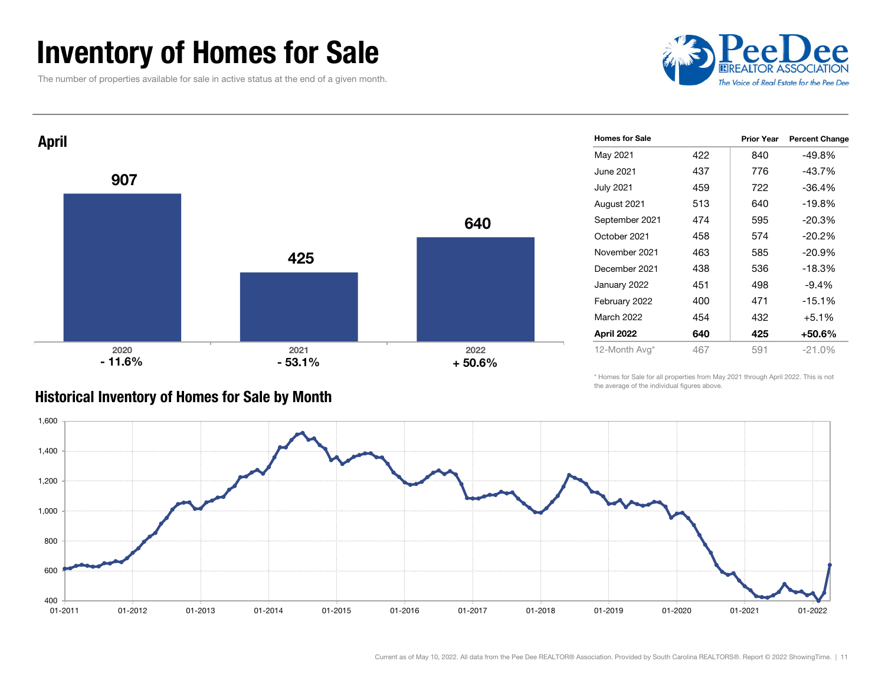# Inventory of Homes for Sale

The number of properties available for sale in active status at the end of a given month.

## April

| Year | Homes for Sale | Change |
|---|---|---|
| 2020 | 907 | - 11.6% |
| 2021 | 425 | - 53.1% |
| 2022 | 640 | + 50.6% |

| Homes for Sale | | Prior Year | Percent Change |
|---|---|---|---|
| May 2021 | 422 | 840 | -49.8% |
| June 2021 | 437 | 776 | -43.7% |
| July 2021 | 459 | 722 | -36.4% |
| August 2021 | 513 | 640 | -19.8% |
| September 2021 | 474 | 595 | -20.3% |
| October 2021 | 458 | 574 | -20.2% |
| November 2021 | 463 | 585 | -20.9% |
| December 2021 | 438 | 536 | -18.3% |
| January 2022 | 451 | 498 | -9.4% |
| February 2022 | 400 | 471 | -15.1% |
| March 2022 | 454 | 432 | +5.1% |
| **April 2022** | **640** | **425** | **+50.6%** |
| 12-Month Avg* | 467 | 591 | -21.0% |

\* Homes for Sale for all properties from May 2021 through April 2022. This is not the average of the individual figures above.

## Historical Inventory of Homes for Sale by Month

Current as of May 10, 2022. All data from the Pee Dee REALTOR® Association. Provided by South Carolina REALTORS®. Report © 2022 ShowingTime.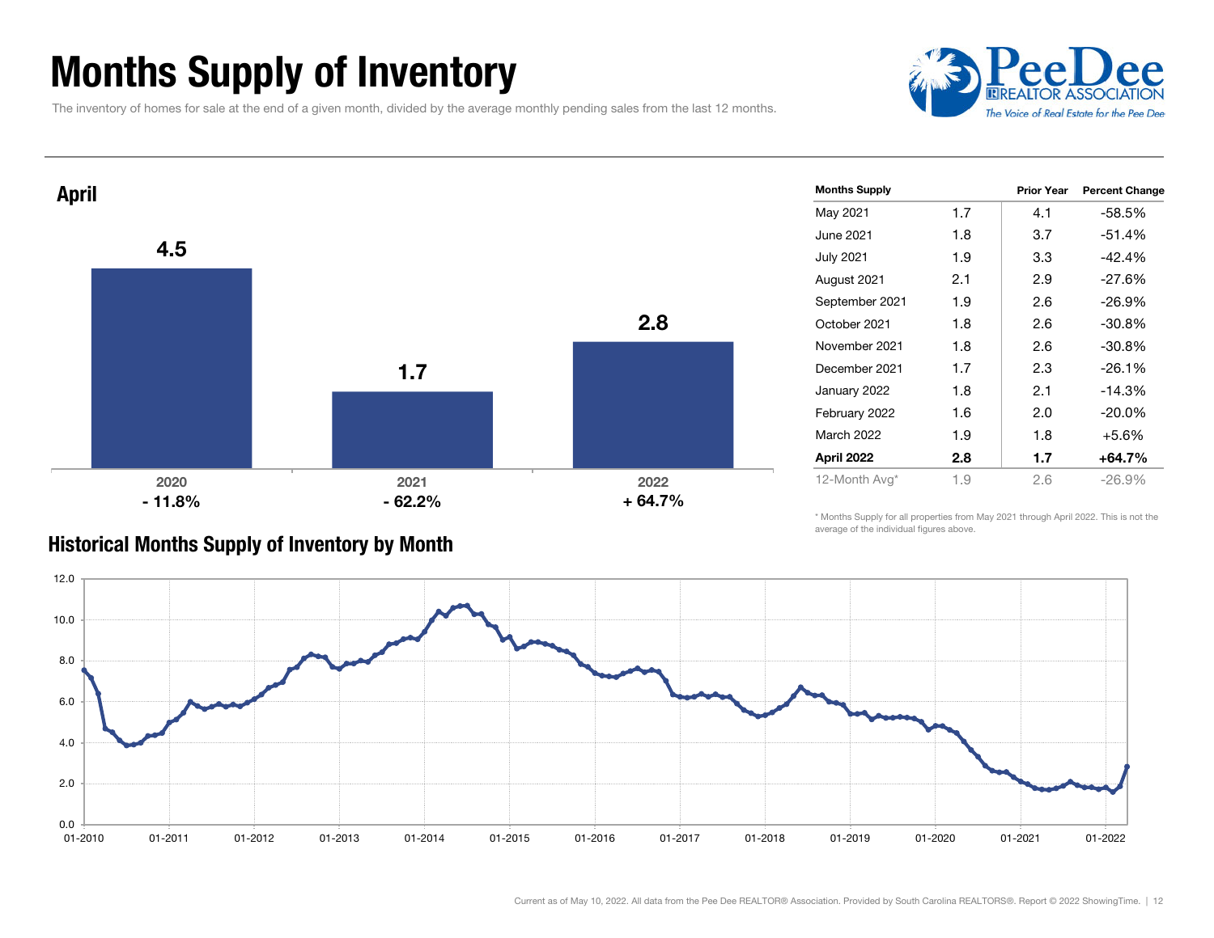# Months Supply of Inventory

The inventory of homes for sale at the end of a given month, divided by the average monthly pending sales from the last 12 months.

## April

4.5
1.7
2.8

2020
- 11.8%

2021
- 62.2%

2022
+ 64.7%

| Months Supply | | Prior Year | Percent Change |
|---|---|---|---|
| May 2021 | 1.7 | 4.1 | -58.5% |
| June 2021 | 1.8 | 3.7 | -51.4% |
| July 2021 | 1.9 | 3.3 | -42.4% |
| August 2021 | 2.1 | 2.9 | -27.6% |
| September 2021 | 1.9 | 2.6 | -26.9% |
| October 2021 | 1.8 | 2.6 | -30.8% |
| November 2021 | 1.8 | 2.6 | -30.8% |
| December 2021 | 1.7 | 2.3 | -26.1% |
| January 2022 | 1.8 | 2.1 | -14.3% |
| February 2022 | 1.6 | 2.0 | -20.0% |
| March 2022 | 1.9 | 1.8 | +5.6% |
| **April 2022** | **2.8** | **1.7** | **+64.7%** |
| 12-Month Avg* | 1.9 | 2.6 | -26.9% |

\* Months Supply for all properties from May 2021 through April 2022. This is not the average of the individual figures above.

## Historical Months Supply of Inventory by Month

12.0
10.0
8.0
6.0
4.0
2.0
0.0

01-2010
01-2011
01-2012
01-2013
01-2014
01-2015
01-2016
01-2017
01-2018
01-2019
01-2020
01-2021
01-2022

Current as of May 10, 2022. All data from the Pee Dee REALTOR® Association. Provided by South Carolina REALTORS®. Report © 2022 ShowingTime.